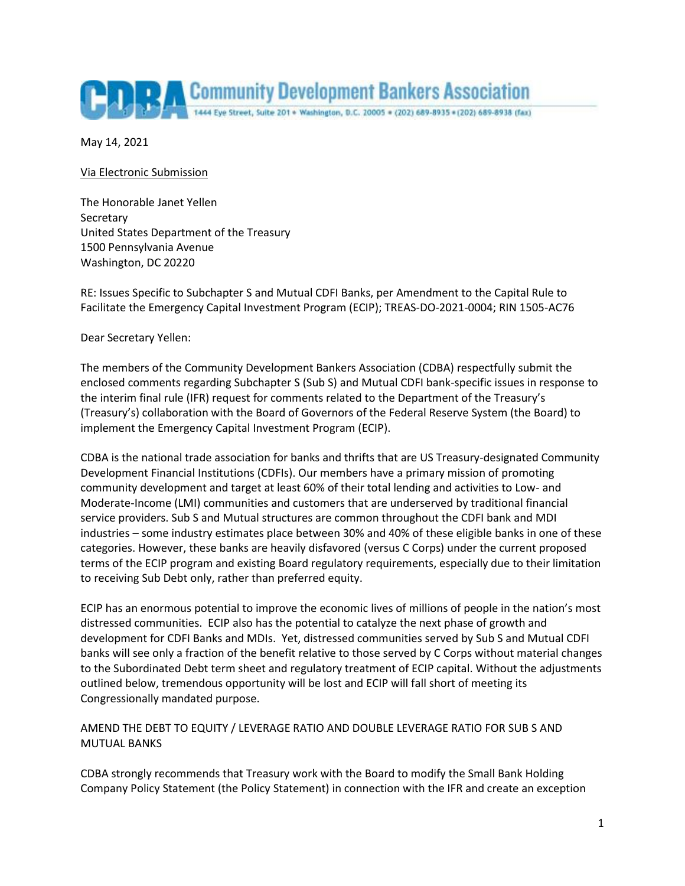# Community Development Bankers Association

1444 Eye Street, Suite 201 • Washington, D.C. 20005 • (202) 689-8935 • (202) 689-8938 (fax)

May 14, 2021

Via Electronic Submission

The Honorable Janet Yellen
Secretary
United States Department of the Treasury
1500 Pennsylvania Avenue
Washington, DC 20220

RE: Issues Specific to Subchapter S and Mutual CDFI Banks, per Amendment to the Capital Rule to Facilitate the Emergency Capital Investment Program (ECIP); TREAS-DO-2021-0004; RIN 1505-AC76

Dear Secretary Yellen:

The members of the Community Development Bankers Association (CDBA) respectfully submit the enclosed comments regarding Subchapter S (Sub S) and Mutual CDFI bank-specific issues in response to the interim final rule (IFR) request for comments related to the Department of the Treasury's (Treasury's) collaboration with the Board of Governors of the Federal Reserve System (the Board) to implement the Emergency Capital Investment Program (ECIP).

CDBA is the national trade association for banks and thrifts that are US Treasury-designated Community Development Financial Institutions (CDFIs). Our members have a primary mission of promoting community development and target at least 60% of their total lending and activities to Low- and Moderate-Income (LMI) communities and customers that are underserved by traditional financial service providers. Sub S and Mutual structures are common throughout the CDFI bank and MDI industries – some industry estimates place between 30% and 40% of these eligible banks in one of these categories. However, these banks are heavily disfavored (versus C Corps) under the current proposed terms of the ECIP program and existing Board regulatory requirements, especially due to their limitation to receiving Sub Debt only, rather than preferred equity.

ECIP has an enormous potential to improve the economic lives of millions of people in the nation's most distressed communities. ECIP also has the potential to catalyze the next phase of growth and development for CDFI Banks and MDIs. Yet, distressed communities served by Sub S and Mutual CDFI banks will see only a fraction of the benefit relative to those served by C Corps without material changes to the Subordinated Debt term sheet and regulatory treatment of ECIP capital. Without the adjustments outlined below, tremendous opportunity will be lost and ECIP will fall short of meeting its Congressionally mandated purpose.

## AMEND THE DEBT TO EQUITY / LEVERAGE RATIO AND DOUBLE LEVERAGE RATIO FOR SUB S AND MUTUAL BANKS

CDBA strongly recommends that Treasury work with the Board to modify the Small Bank Holding Company Policy Statement (the Policy Statement) in connection with the IFR and create an exception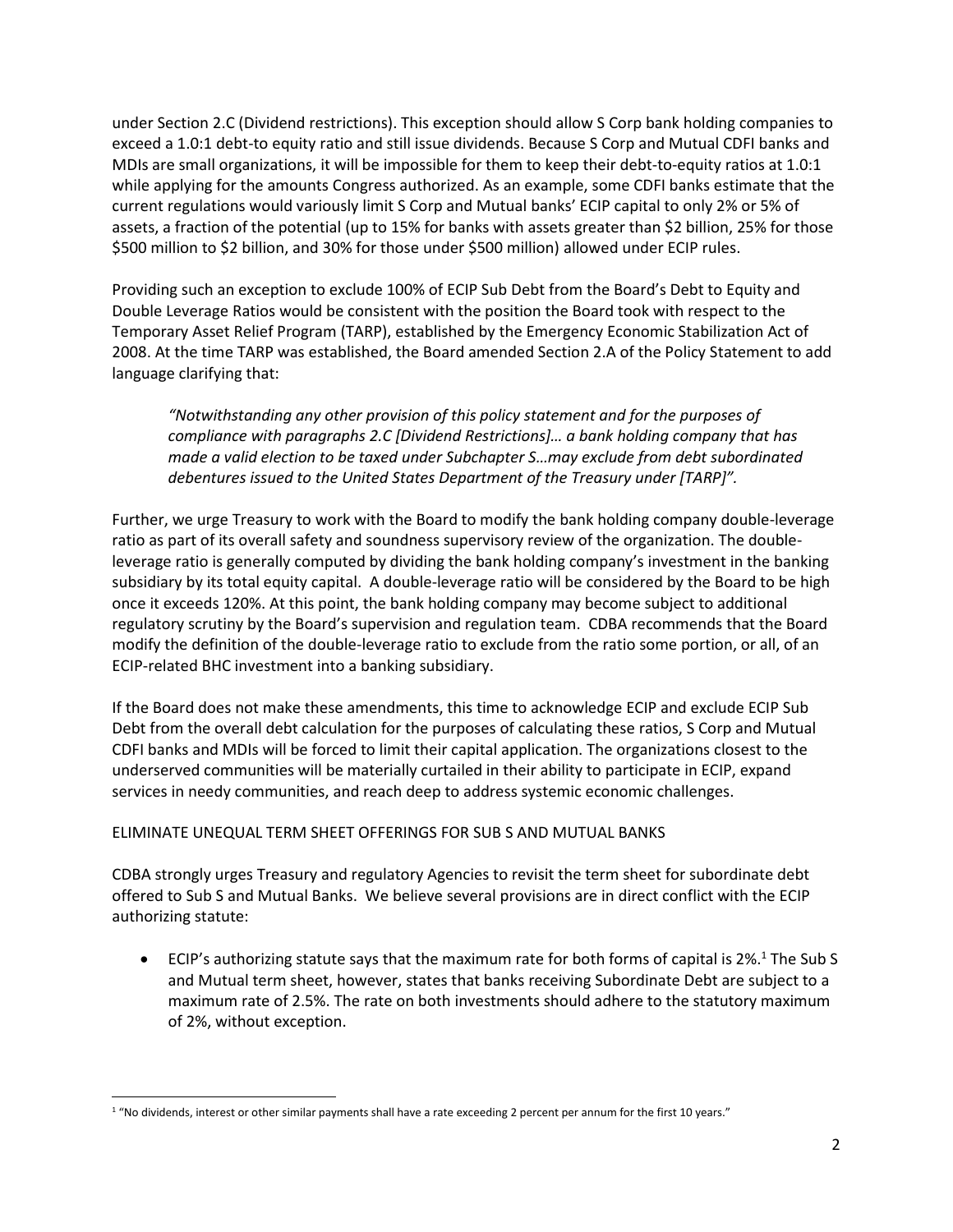under Section 2.C (Dividend restrictions). This exception should allow S Corp bank holding companies to exceed a 1.0:1 debt-to equity ratio and still issue dividends. Because S Corp and Mutual CDFI banks and MDIs are small organizations, it will be impossible for them to keep their debt-to-equity ratios at 1.0:1 while applying for the amounts Congress authorized. As an example, some CDFI banks estimate that the current regulations would variously limit S Corp and Mutual banks' ECIP capital to only 2% or 5% of assets, a fraction of the potential (up to 15% for banks with assets greater than $2 billion, 25% for those $500 million to $2 billion, and 30% for those under $500 million) allowed under ECIP rules.

Providing such an exception to exclude 100% of ECIP Sub Debt from the Board's Debt to Equity and Double Leverage Ratios would be consistent with the position the Board took with respect to the Temporary Asset Relief Program (TARP), established by the Emergency Economic Stabilization Act of 2008. At the time TARP was established, the Board amended Section 2.A of the Policy Statement to add language clarifying that:

> *"Notwithstanding any other provision of this policy statement and for the purposes of compliance with paragraphs 2.C [Dividend Restrictions]… a bank holding company that has made a valid election to be taxed under Subchapter S…may exclude from debt subordinated debentures issued to the United States Department of the Treasury under [TARP]".*

Further, we urge Treasury to work with the Board to modify the bank holding company double-leverage ratio as part of its overall safety and soundness supervisory review of the organization. The double-leverage ratio is generally computed by dividing the bank holding company's investment in the banking subsidiary by its total equity capital. A double-leverage ratio will be considered by the Board to be high once it exceeds 120%. At this point, the bank holding company may become subject to additional regulatory scrutiny by the Board's supervision and regulation team. CDBA recommends that the Board modify the definition of the double-leverage ratio to exclude from the ratio some portion, or all, of an ECIP-related BHC investment into a banking subsidiary.

If the Board does not make these amendments, this time to acknowledge ECIP and exclude ECIP Sub Debt from the overall debt calculation for the purposes of calculating these ratios, S Corp and Mutual CDFI banks and MDIs will be forced to limit their capital application. The organizations closest to the underserved communities will be materially curtailed in their ability to participate in ECIP, expand services in needy communities, and reach deep to address systemic economic challenges.

ELIMINATE UNEQUAL TERM SHEET OFFERINGS FOR SUB S AND MUTUAL BANKS

CDBA strongly urges Treasury and regulatory Agencies to revisit the term sheet for subordinate debt offered to Sub S and Mutual Banks. We believe several provisions are in direct conflict with the ECIP authorizing statute:

- ECIP's authorizing statute says that the maximum rate for both forms of capital is 2%.[1] The Sub S and Mutual term sheet, however, states that banks receiving Subordinate Debt are subject to a maximum rate of 2.5%. The rate on both investments should adhere to the statutory maximum of 2%, without exception.

[1] "No dividends, interest or other similar payments shall have a rate exceeding 2 percent per annum for the first 10 years."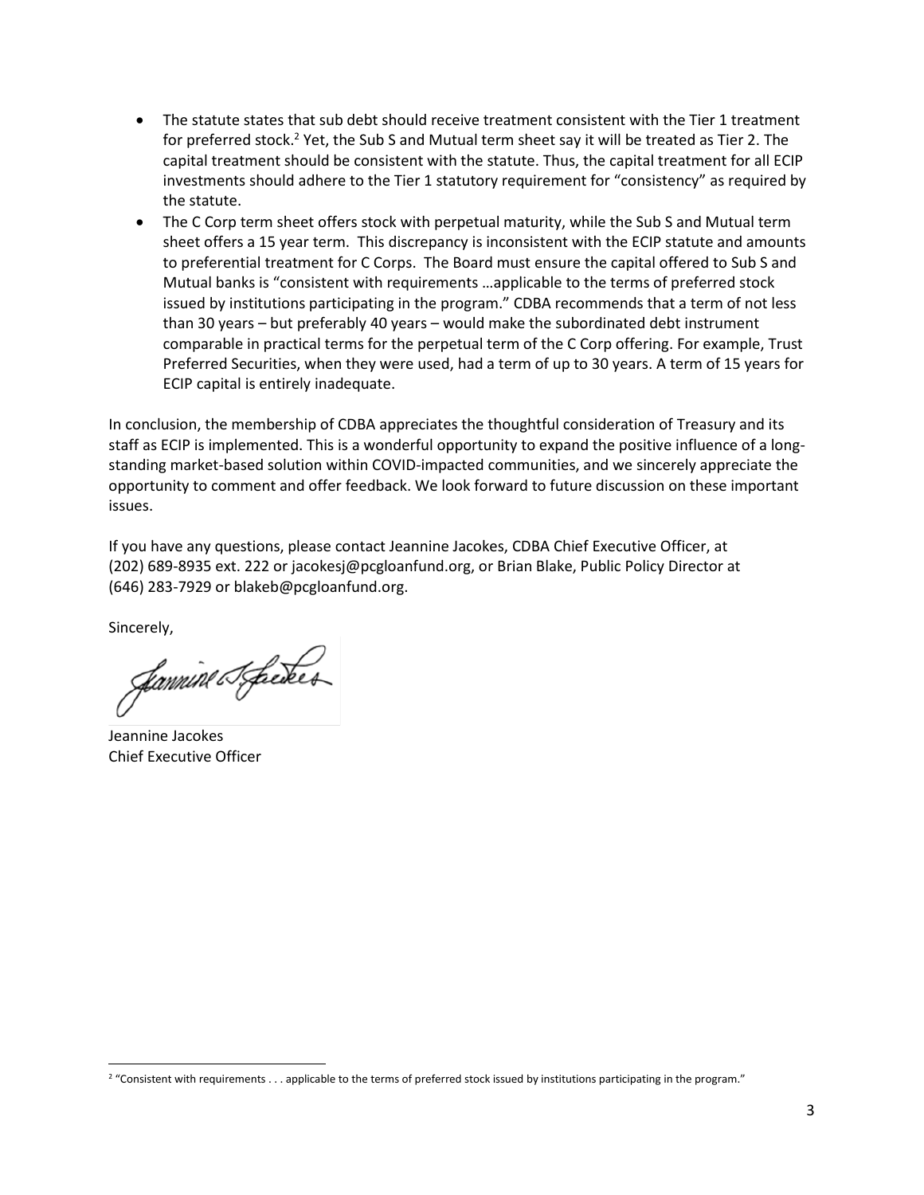- The statute states that sub debt should receive treatment consistent with the Tier 1 treatment for preferred stock.[2] Yet, the Sub S and Mutual term sheet say it will be treated as Tier 2. The capital treatment should be consistent with the statute. Thus, the capital treatment for all ECIP investments should adhere to the Tier 1 statutory requirement for "consistency" as required by the statute.
- The C Corp term sheet offers stock with perpetual maturity, while the Sub S and Mutual term sheet offers a 15 year term. This discrepancy is inconsistent with the ECIP statute and amounts to preferential treatment for C Corps. The Board must ensure the capital offered to Sub S and Mutual banks is "consistent with requirements …applicable to the terms of preferred stock issued by institutions participating in the program." CDBA recommends that a term of not less than 30 years – but preferably 40 years – would make the subordinated debt instrument comparable in practical terms for the perpetual term of the C Corp offering. For example, Trust Preferred Securities, when they were used, had a term of up to 30 years. A term of 15 years for ECIP capital is entirely inadequate.

In conclusion, the membership of CDBA appreciates the thoughtful consideration of Treasury and its staff as ECIP is implemented. This is a wonderful opportunity to expand the positive influence of a long-standing market-based solution within COVID-impacted communities, and we sincerely appreciate the opportunity to comment and offer feedback. We look forward to future discussion on these important issues.

If you have any questions, please contact Jeannine Jacokes, CDBA Chief Executive Officer, at (202) 689-8935 ext. 222 or jacokesj@pcgloanfund.org, or Brian Blake, Public Policy Director at (646) 283-7929 or blakeb@pcgloanfund.org.

Sincerely,

Jeannine Jacokes
Chief Executive Officer

---

[2] "Consistent with requirements . . . applicable to the terms of preferred stock issued by institutions participating in the program."